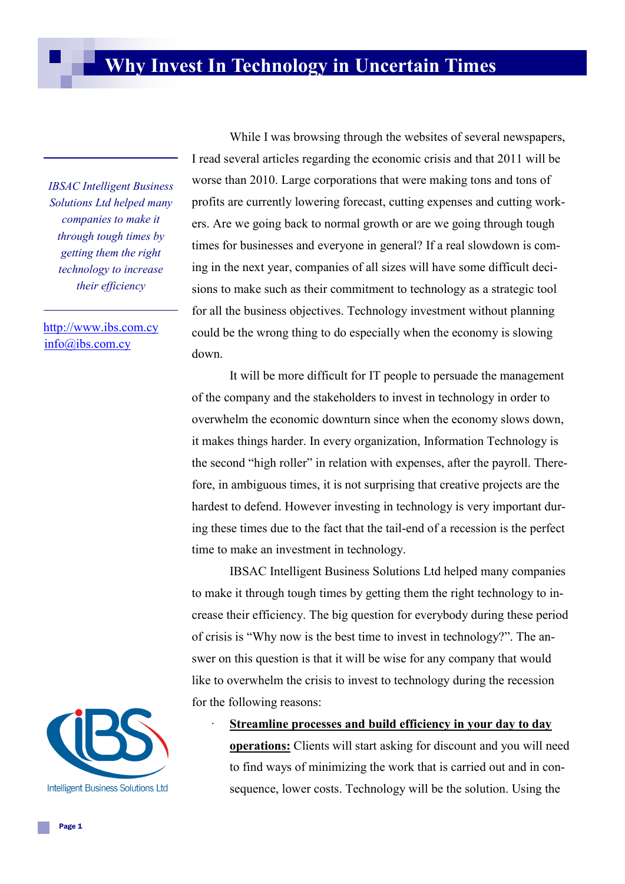# Why Invest In Technology in Uncertain Times

*IBSAC Intelligent Business Solutions Ltd helped many companies to make it through tough times by getting them the right technology to increase their efficiency*

http://www.ibs.com.cy
info@ibs.com.cy

Intelligent Business Solutions Ltd

While I was browsing through the websites of several newspapers, I read several articles regarding the economic crisis and that 2011 will be worse than 2010. Large corporations that were making tons and tons of profits are currently lowering forecast, cutting expenses and cutting workers. Are we going back to normal growth or are we going through tough times for businesses and everyone in general? If a real slowdown is coming in the next year, companies of all sizes will have some difficult decisions to make such as their commitment to technology as a strategic tool for all the business objectives. Technology investment without planning could be the wrong thing to do especially when the economy is slowing down.

It will be more difficult for IT people to persuade the management of the company and the stakeholders to invest in technology in order to overwhelm the economic downturn since when the economy slows down, it makes things harder. In every organization, Information Technology is the second "high roller" in relation with expenses, after the payroll. Therefore, in ambiguous times, it is not surprising that creative projects are the hardest to defend. However investing in technology is very important during these times due to the fact that the tail-end of a recession is the perfect time to make an investment in technology.

IBSAC Intelligent Business Solutions Ltd helped many companies to make it through tough times by getting them the right technology to increase their efficiency. The big question for everybody during these period of crisis is "Why now is the best time to invest in technology?". The answer on this question is that it will be wise for any company that would like to overwhelm the crisis to invest to technology during the recession for the following reasons:

- **Streamline processes and build efficiency in your day to day operations:** Clients will start asking for discount and you will need to find ways of minimizing the work that is carried out and in consequence, lower costs. Technology will be the solution. Using the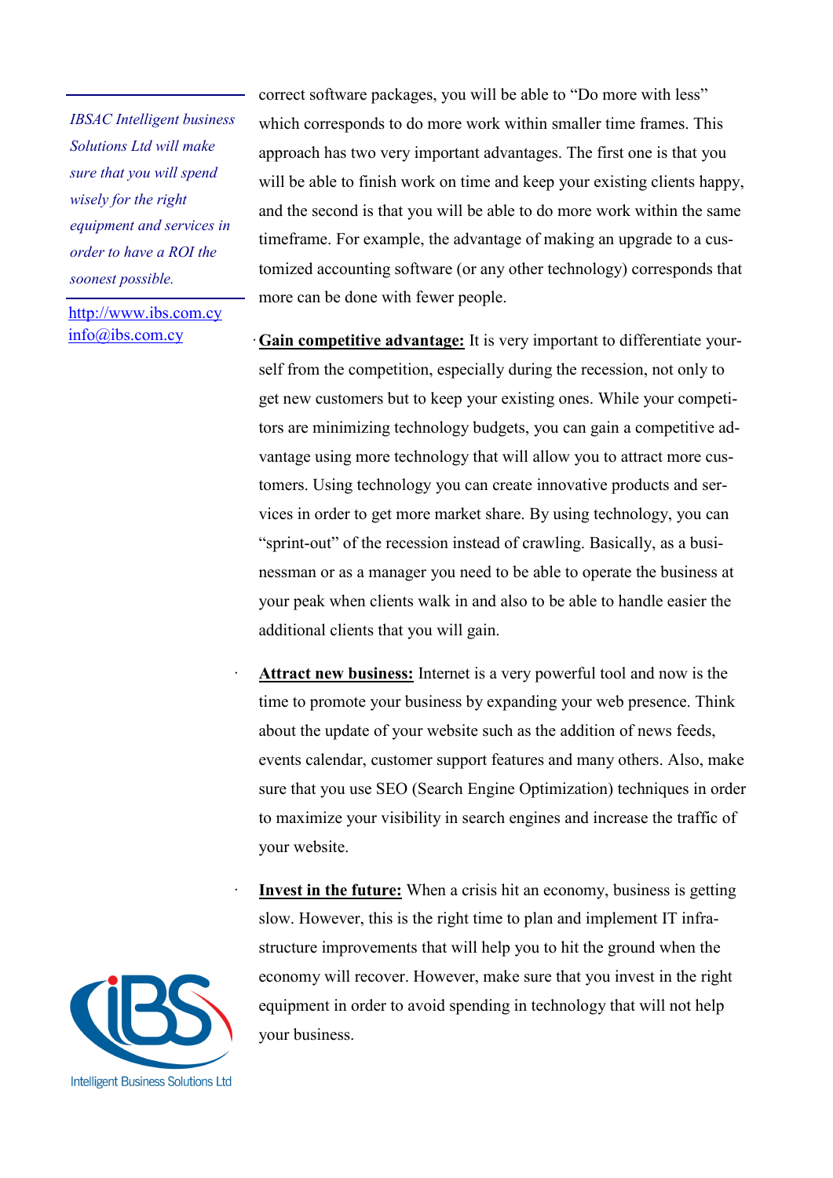*IBSAC Intelligent business Solutions Ltd will make sure that you will spend wisely for the right equipment and services in order to have a ROI the soonest possible.*

http://www.ibs.com.cy
info@ibs.com.cy

correct software packages, you will be able to "Do more with less" which corresponds to do more work within smaller time frames. This approach has two very important advantages. The first one is that you will be able to finish work on time and keep your existing clients happy, and the second is that you will be able to do more work within the same timeframe. For example, the advantage of making an upgrade to a customized accounting software (or any other technology) corresponds that more can be done with fewer people.

- **Gain competitive advantage:** It is very important to differentiate yourself from the competition, especially during the recession, not only to get new customers but to keep your existing ones. While your competitors are minimizing technology budgets, you can gain a competitive advantage using more technology that will allow you to attract more customers. Using technology you can create innovative products and services in order to get more market share. By using technology, you can "sprint-out" of the recession instead of crawling. Basically, as a businessman or as a manager you need to be able to operate the business at your peak when clients walk in and also to be able to handle easier the additional clients that you will gain.

- **Attract new business:** Internet is a very powerful tool and now is the time to promote your business by expanding your web presence. Think about the update of your website such as the addition of news feeds, events calendar, customer support features and many others. Also, make sure that you use SEO (Search Engine Optimization) techniques in order to maximize your visibility in search engines and increase the traffic of your website.

- **Invest in the future:** When a crisis hit an economy, business is getting slow. However, this is the right time to plan and implement IT infrastructure improvements that will help you to hit the ground when the economy will recover. However, make sure that you invest in the right equipment in order to avoid spending in technology that will not help your business.

Intelligent Business Solutions Ltd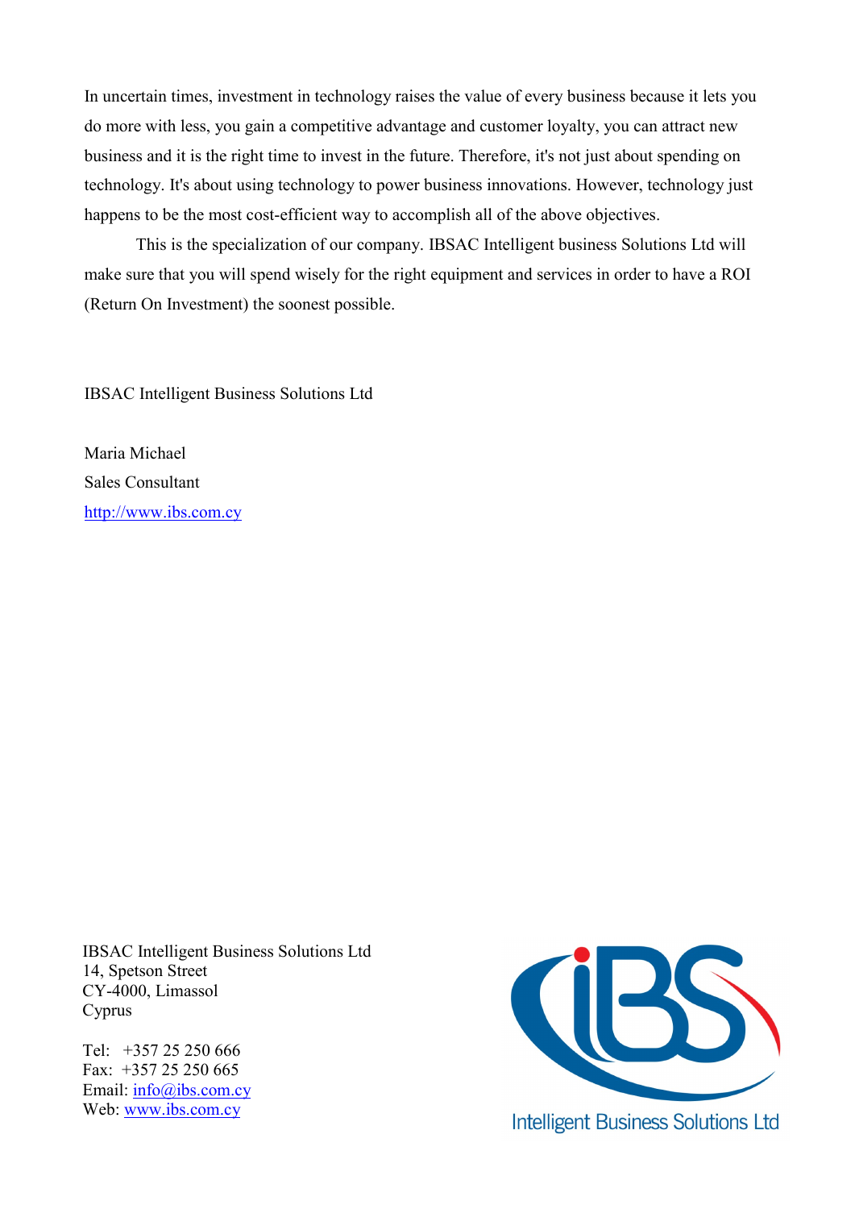In uncertain times, investment in technology raises the value of every business because it lets you do more with less, you gain a competitive advantage and customer loyalty, you can attract new business and it is the right time to invest in the future. Therefore, it's not just about spending on technology. It's about using technology to power business innovations. However, technology just happens to be the most cost-efficient way to accomplish all of the above objectives.

This is the specialization of our company. IBSAC Intelligent business Solutions Ltd will make sure that you will spend wisely for the right equipment and services in order to have a ROI (Return On Investment) the soonest possible.

IBSAC Intelligent Business Solutions Ltd

Maria Michael
Sales Consultant
http://www.ibs.com.cy

IBSAC Intelligent Business Solutions Ltd
14, Spetson Street
CY-4000, Limassol
Cyprus

Tel: +357 25 250 666
Fax: +357 25 250 665
Email: info@ibs.com.cy
Web: www.ibs.com.cy

Intelligent Business Solutions Ltd